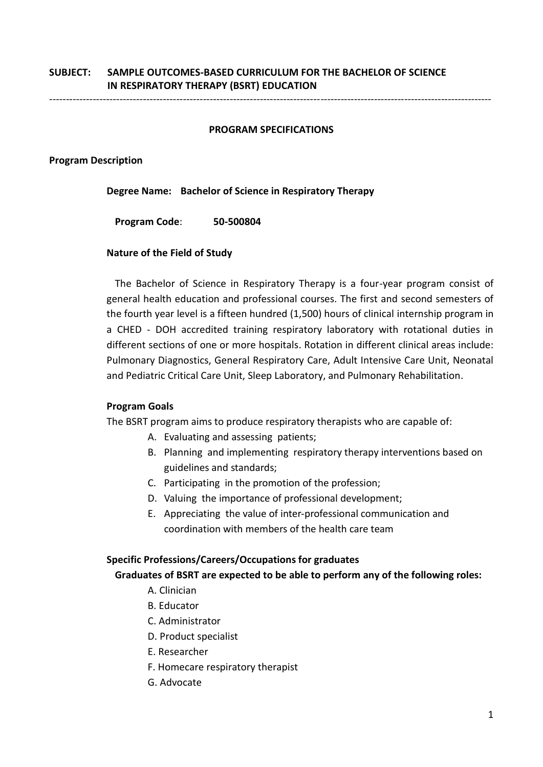**SUBJECT: SAMPLE OUTCOMES-BASED CURRICULUM FOR THE BACHELOR OF SCIENCE IN RESPIRATORY THERAPY (BSRT) EDUCATION**

---

## PROGRAM SPECIFICATIONS

### Program Description

**Degree Name: Bachelor of Science in Respiratory Therapy**

**Program Code**: **50-500804**

#### Nature of the Field of Study

The Bachelor of Science in Respiratory Therapy is a four-year program consist of general health education and professional courses. The first and second semesters of the fourth year level is a fifteen hundred (1,500) hours of clinical internship program in a CHED - DOH accredited training respiratory laboratory with rotational duties in different sections of one or more hospitals. Rotation in different clinical areas include: Pulmonary Diagnostics, General Respiratory Care, Adult Intensive Care Unit, Neonatal and Pediatric Critical Care Unit, Sleep Laboratory, and Pulmonary Rehabilitation.

#### Program Goals

The BSRT program aims to produce respiratory therapists who are capable of:

A. Evaluating and assessing patients;
B. Planning and implementing respiratory therapy interventions based on guidelines and standards;
C. Participating in the promotion of the profession;
D. Valuing the importance of professional development;
E. Appreciating the value of inter-professional communication and coordination with members of the health care team

#### Specific Professions/Careers/Occupations for graduates

**Graduates of BSRT are expected to be able to perform any of the following roles:**

A. Clinician
B. Educator
C. Administrator
D. Product specialist
E. Researcher
F. Homecare respiratory therapist
G. Advocate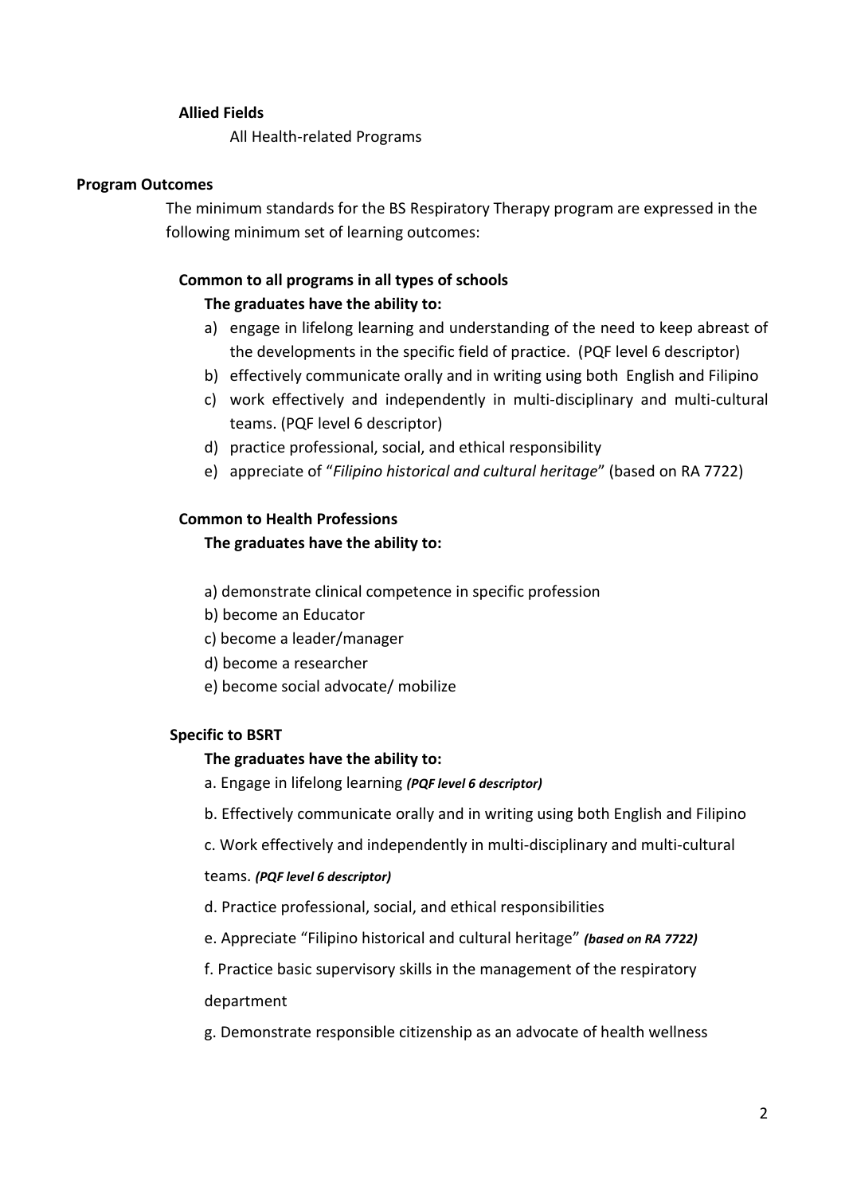**Allied Fields**

All Health-related Programs

**Program Outcomes**

The minimum standards for the BS Respiratory Therapy program are expressed in the following minimum set of learning outcomes:

**Common to all programs in all types of schools**

**The graduates have the ability to:**

a) engage in lifelong learning and understanding of the need to keep abreast of the developments in the specific field of practice. (PQF level 6 descriptor)
b) effectively communicate orally and in writing using both English and Filipino
c) work effectively and independently in multi-disciplinary and multi-cultural teams. (PQF level 6 descriptor)
d) practice professional, social, and ethical responsibility
e) appreciate of "*Filipino historical and cultural heritage*" (based on RA 7722)

**Common to Health Professions**

**The graduates have the ability to:**

a) demonstrate clinical competence in specific profession
b) become an Educator
c) become a leader/manager
d) become a researcher
e) become social advocate/ mobilize

**Specific to BSRT**

**The graduates have the ability to:**

a. Engage in lifelong learning ***(PQF level 6 descriptor)***

b. Effectively communicate orally and in writing using both English and Filipino

c. Work effectively and independently in multi-disciplinary and multi-cultural teams. ***(PQF level 6 descriptor)***

d. Practice professional, social, and ethical responsibilities

e. Appreciate "Filipino historical and cultural heritage" ***(based on RA 7722)***

f. Practice basic supervisory skills in the management of the respiratory department

g. Demonstrate responsible citizenship as an advocate of health wellness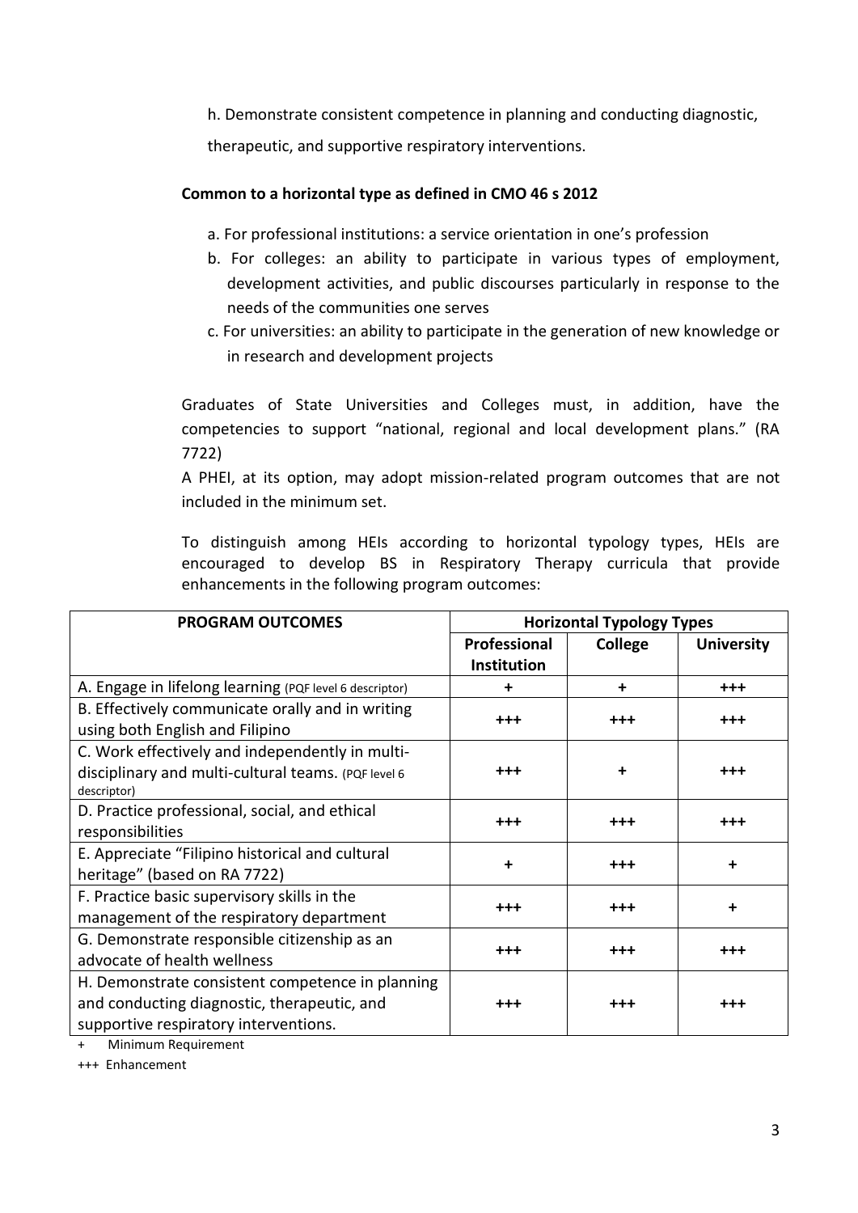h. Demonstrate consistent competence in planning and conducting diagnostic, therapeutic, and supportive respiratory interventions.

**Common to a horizontal type as defined in CMO 46 s 2012**

a. For professional institutions: a service orientation in one's profession
b. For colleges: an ability to participate in various types of employment, development activities, and public discourses particularly in response to the needs of the communities one serves
c. For universities: an ability to participate in the generation of new knowledge or in research and development projects

Graduates of State Universities and Colleges must, in addition, have the competencies to support "national, regional and local development plans." (RA 7722)

A PHEI, at its option, may adopt mission-related program outcomes that are not included in the minimum set.

To distinguish among HEIs according to horizontal typology types, HEIs are encouraged to develop BS in Respiratory Therapy curricula that provide enhancements in the following program outcomes:

| PROGRAM OUTCOMES | Horizontal Typology Types | | |
|---|---|---|---|
| | Professional Institution | College | University |
| A. Engage in lifelong learning (PQF level 6 descriptor) | + | + | +++ |
| B. Effectively communicate orally and in writing using both English and Filipino | +++ | +++ | +++ |
| C. Work effectively and independently in multi-disciplinary and multi-cultural teams. (PQF level 6 descriptor) | +++ | + | +++ |
| D. Practice professional, social, and ethical responsibilities | +++ | +++ | +++ |
| E. Appreciate "Filipino historical and cultural heritage" (based on RA 7722) | + | +++ | + |
| F. Practice basic supervisory skills in the management of the respiratory department | +++ | +++ | + |
| G. Demonstrate responsible citizenship as an advocate of health wellness | +++ | +++ | +++ |
| H. Demonstrate consistent competence in planning and conducting diagnostic, therapeutic, and supportive respiratory interventions. | +++ | +++ | +++ |

\+ Minimum Requirement

+++ Enhancement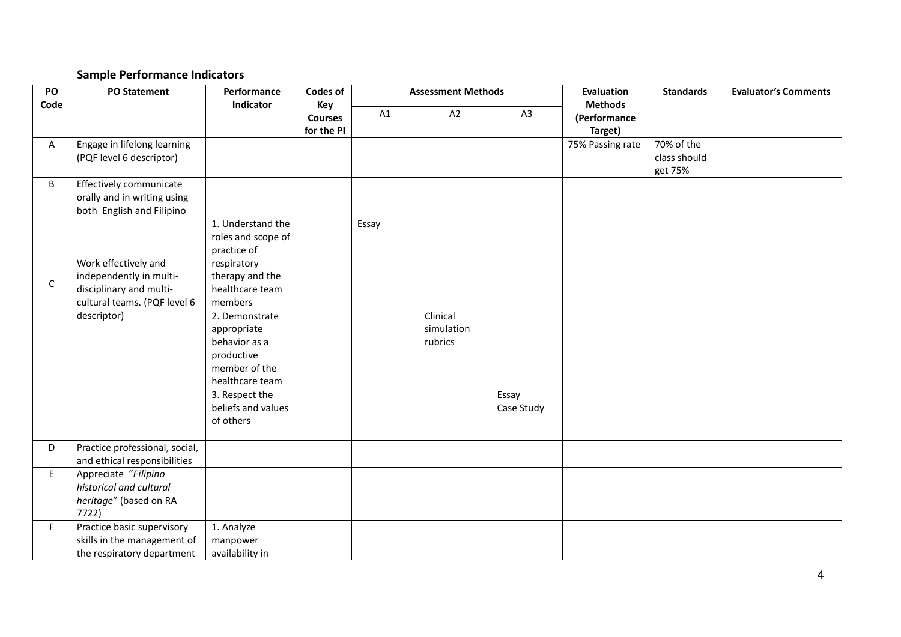**Sample Performance Indicators**

| PO Code | PO Statement | Performance Indicator | Codes of Key Courses for the PI | Assessment Methods | | | Evaluation Methods (Performance Target) | Standards | Evaluator's Comments |
|---|---|---|---|---|---|---|---|---|---|
| | | | | A1 | A2 | A3 | | | |
| A | Engage in lifelong learning (PQF level 6 descriptor) | | | | | | 75% Passing rate | 70% of the class should get 75% | |
| B | Effectively communicate orally and in writing using both English and Filipino | | | | | | | | |
| C | Work effectively and independently in multi-disciplinary and multi-cultural teams. (PQF level 6 descriptor) | 1. Understand the roles and scope of practice of respiratory therapy and the healthcare team members | | Essay | | | | | |
| | | 2. Demonstrate appropriate behavior as a productive member of the healthcare team | | | Clinical simulation rubrics | | | | |
| | | 3. Respect the beliefs and values of others | | | | Essay Case Study | | | |
| D | Practice professional, social, and ethical responsibilities | | | | | | | | |
| E | Appreciate "*Filipino historical and cultural heritage*" (based on RA 7722) | | | | | | | | |
| F | Practice basic supervisory skills in the management of the respiratory department | 1. Analyze manpower availability in | | | | | | | |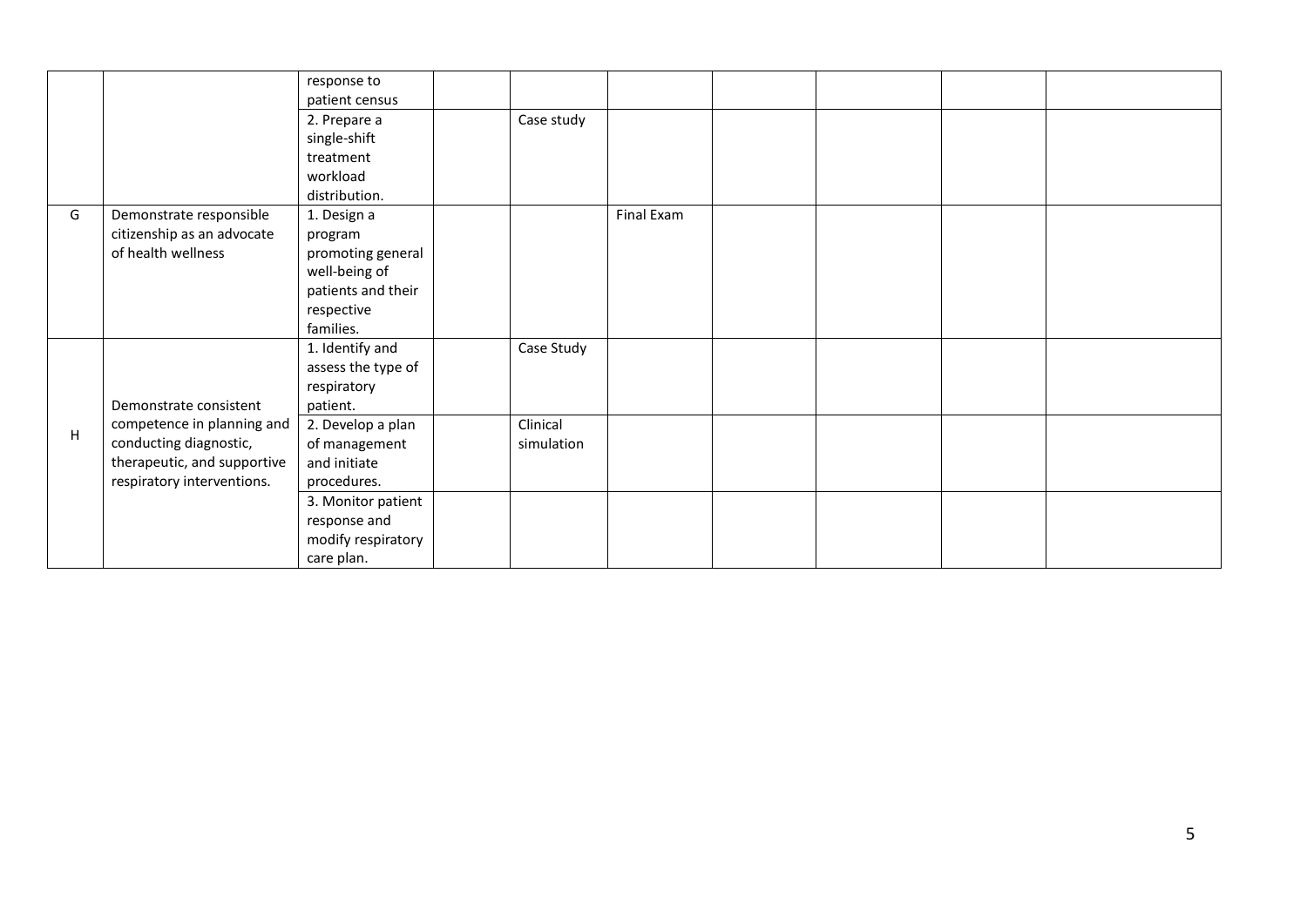| | | | | | | | | | |
|---|---|---|---|---|---|---|---|---|---|
| | | response to patient census | | | | | | | |
| | | 2. Prepare a single-shift treatment workload distribution. | | Case study | | | | | |
| G | Demonstrate responsible citizenship as an advocate of health wellness | 1. Design a program promoting general well-being of patients and their respective families. | | | Final Exam | | | | |
| H | Demonstrate consistent competence in planning and conducting diagnostic, therapeutic, and supportive respiratory interventions. | 1. Identify and assess the type of respiratory patient. | | Case Study | | | | | |
| | | 2. Develop a plan of management and initiate procedures. | | Clinical simulation | | | | | |
| | | 3. Monitor patient response and modify respiratory care plan. | | | | | | | |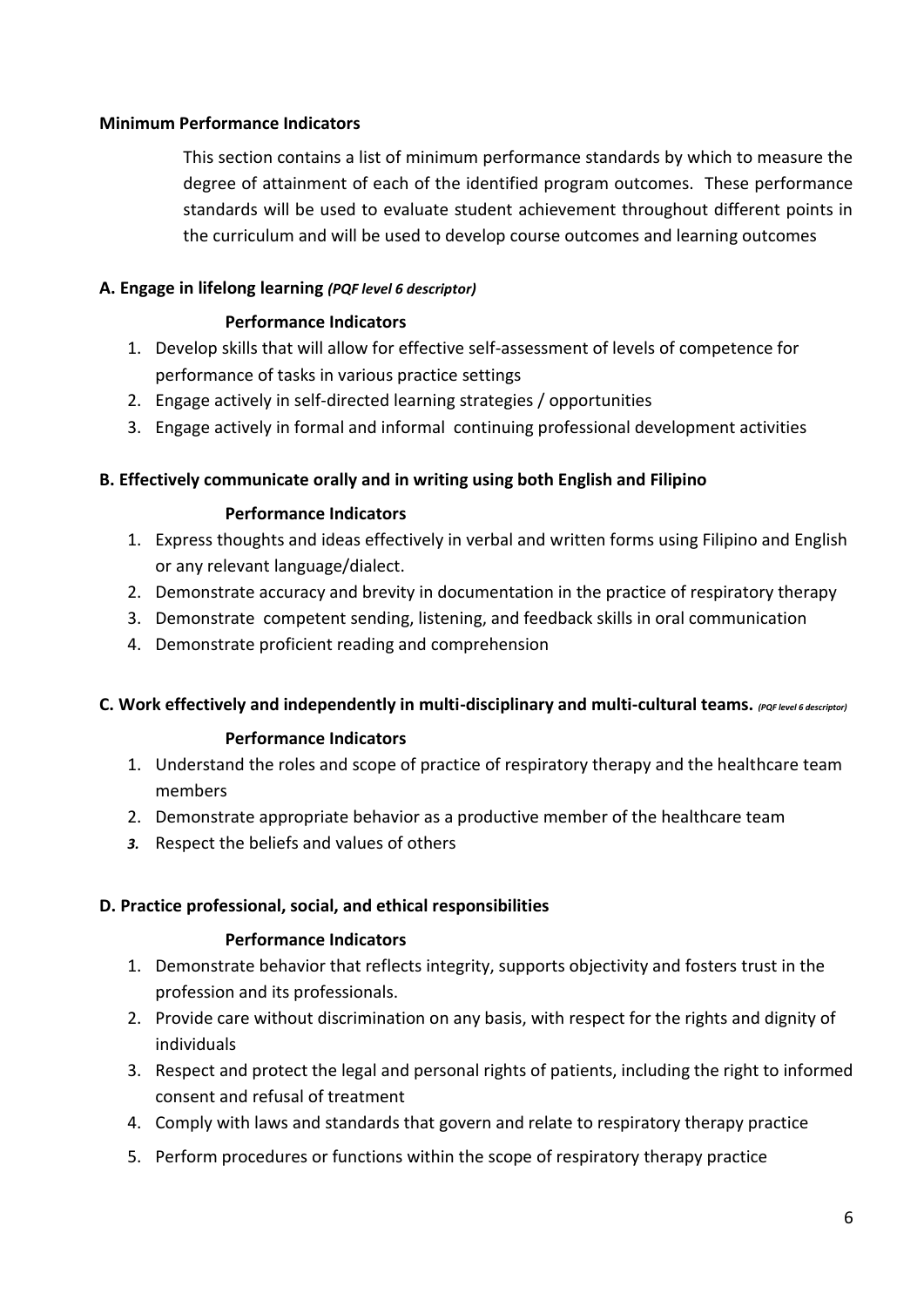**Minimum Performance Indicators**

This section contains a list of minimum performance standards by which to measure the degree of attainment of each of the identified program outcomes. These performance standards will be used to evaluate student achievement throughout different points in the curriculum and will be used to develop course outcomes and learning outcomes

**A. Engage in lifelong learning** ***(PQF level 6 descriptor)***

**Performance Indicators**

1. Develop skills that will allow for effective self-assessment of levels of competence for performance of tasks in various practice settings
2. Engage actively in self-directed learning strategies / opportunities
3. Engage actively in formal and informal continuing professional development activities

**B. Effectively communicate orally and in writing using both English and Filipino**

**Performance Indicators**

1. Express thoughts and ideas effectively in verbal and written forms using Filipino and English or any relevant language/dialect.
2. Demonstrate accuracy and brevity in documentation in the practice of respiratory therapy
3. Demonstrate competent sending, listening, and feedback skills in oral communication
4. Demonstrate proficient reading and comprehension

**C. Work effectively and independently in multi-disciplinary and multi-cultural teams.** ***(PQF level 6 descriptor)***

**Performance Indicators**

1. Understand the roles and scope of practice of respiratory therapy and the healthcare team members
2. Demonstrate appropriate behavior as a productive member of the healthcare team
3. Respect the beliefs and values of others

**D. Practice professional, social, and ethical responsibilities**

**Performance Indicators**

1. Demonstrate behavior that reflects integrity, supports objectivity and fosters trust in the profession and its professionals.
2. Provide care without discrimination on any basis, with respect for the rights and dignity of individuals
3. Respect and protect the legal and personal rights of patients, including the right to informed consent and refusal of treatment
4. Comply with laws and standards that govern and relate to respiratory therapy practice
5. Perform procedures or functions within the scope of respiratory therapy practice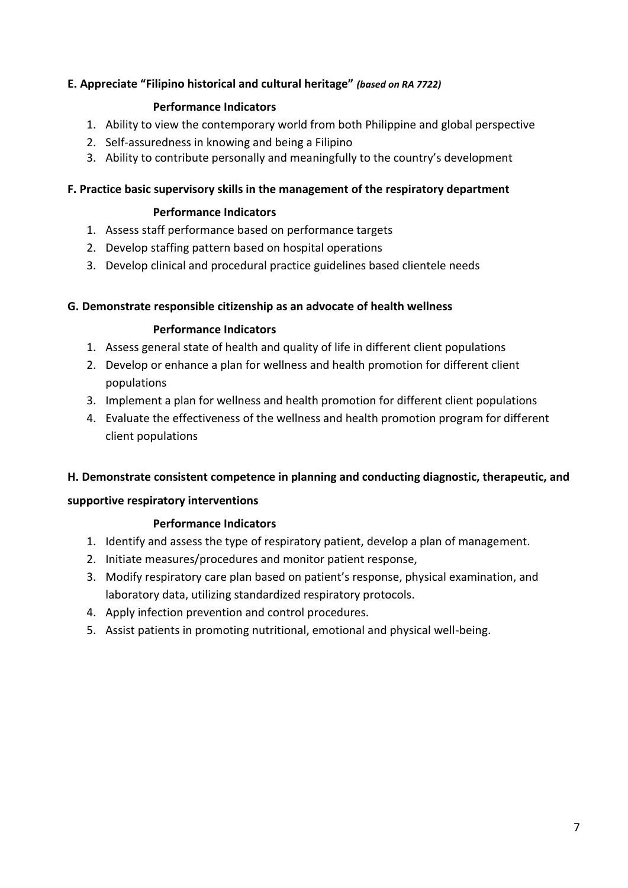**E. Appreciate "Filipino historical and cultural heritage"** ***(based on RA 7722)***

**Performance Indicators**

1. Ability to view the contemporary world from both Philippine and global perspective
2. Self-assuredness in knowing and being a Filipino
3. Ability to contribute personally and meaningfully to the country's development

**F. Practice basic supervisory skills in the management of the respiratory department**

**Performance Indicators**

1. Assess staff performance based on performance targets
2. Develop staffing pattern based on hospital operations
3. Develop clinical and procedural practice guidelines based clientele needs

**G. Demonstrate responsible citizenship as an advocate of health wellness**

**Performance Indicators**

1. Assess general state of health and quality of life in different client populations
2. Develop or enhance a plan for wellness and health promotion for different client populations
3. Implement a plan for wellness and health promotion for different client populations
4. Evaluate the effectiveness of the wellness and health promotion program for different client populations

**H. Demonstrate consistent competence in planning and conducting diagnostic, therapeutic, and supportive respiratory interventions**

**Performance Indicators**

1. Identify and assess the type of respiratory patient, develop a plan of management.
2. Initiate measures/procedures and monitor patient response,
3. Modify respiratory care plan based on patient's response, physical examination, and laboratory data, utilizing standardized respiratory protocols.
4. Apply infection prevention and control procedures.
5. Assist patients in promoting nutritional, emotional and physical well-being.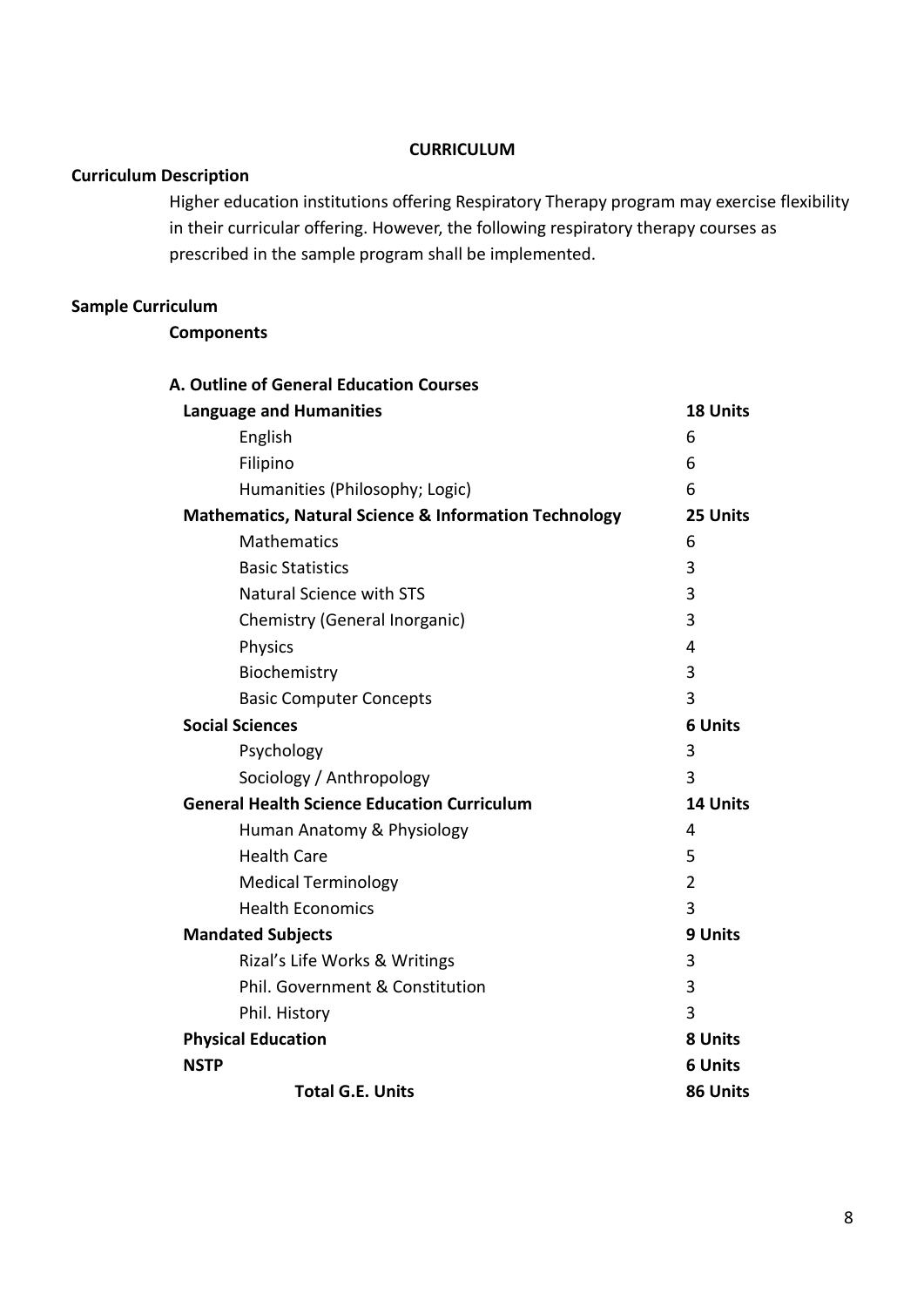## CURRICULUM

### Curriculum Description

Higher education institutions offering Respiratory Therapy program may exercise flexibility in their curricular offering. However, the following respiratory therapy courses as prescribed in the sample program shall be implemented.

### Sample Curriculum

**Components**

**A. Outline of General Education Courses**

| Course | Units |
|---|---|
| **Language and Humanities** | **18 Units** |
| English | 6 |
| Filipino | 6 |
| Humanities (Philosophy; Logic) | 6 |
| **Mathematics, Natural Science & Information Technology** | **25 Units** |
| Mathematics | 6 |
| Basic Statistics | 3 |
| Natural Science with STS | 3 |
| Chemistry (General Inorganic) | 3 |
| Physics | 4 |
| Biochemistry | 3 |
| Basic Computer Concepts | 3 |
| **Social Sciences** | **6 Units** |
| Psychology | 3 |
| Sociology / Anthropology | 3 |
| **General Health Science Education Curriculum** | **14 Units** |
| Human Anatomy & Physiology | 4 |
| Health Care | 5 |
| Medical Terminology | 2 |
| Health Economics | 3 |
| **Mandated Subjects** | **9 Units** |
| Rizal's Life Works & Writings | 3 |
| Phil. Government & Constitution | 3 |
| Phil. History | 3 |
| **Physical Education** | **8 Units** |
| **NSTP** | **6 Units** |
| **Total G.E. Units** | **86 Units** |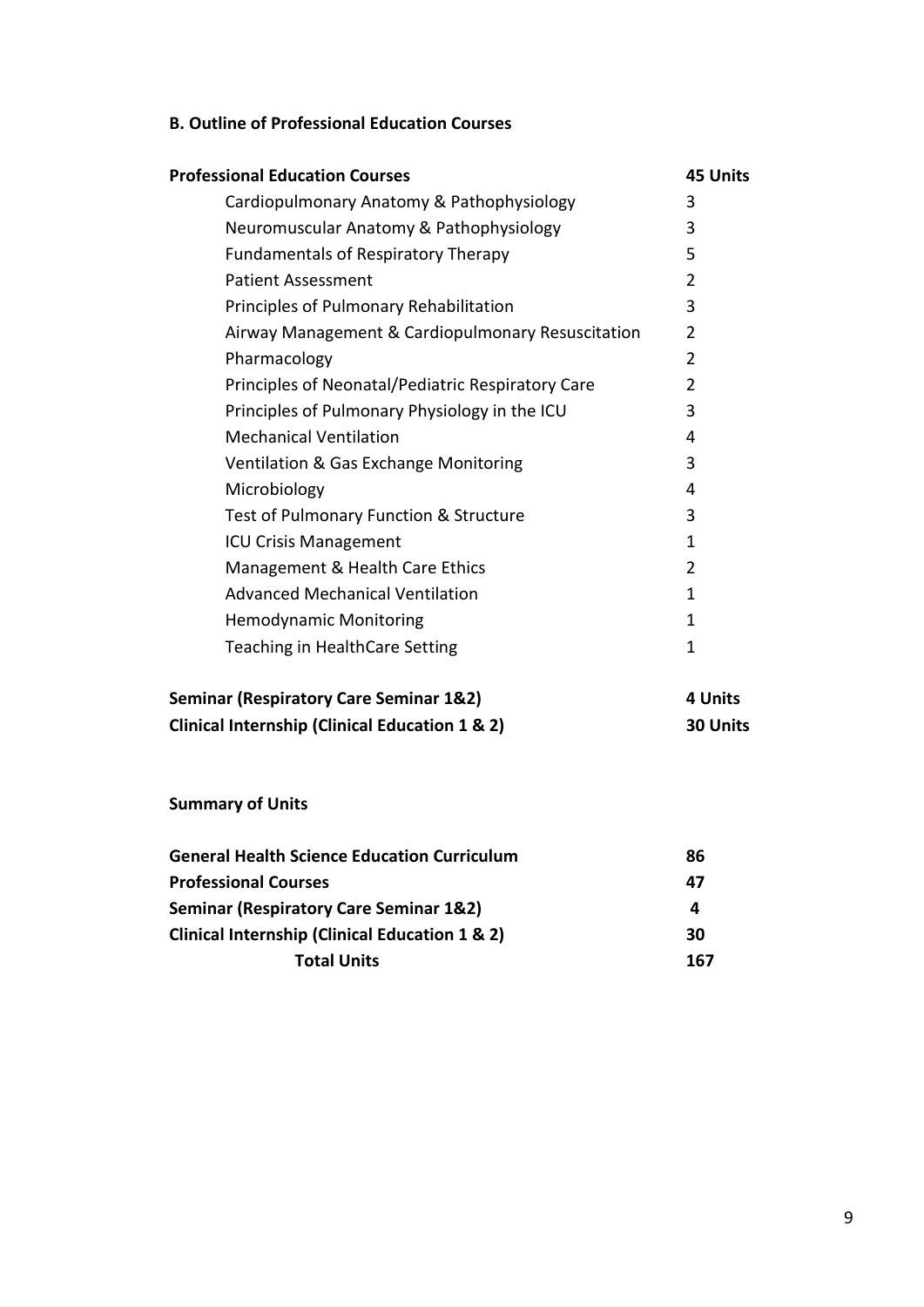### B. Outline of Professional Education Courses

| **Professional Education Courses** | **45 Units** |
|---|---|
| Cardiopulmonary Anatomy & Pathophysiology | 3 |
| Neuromuscular Anatomy & Pathophysiology | 3 |
| Fundamentals of Respiratory Therapy | 5 |
| Patient Assessment | 2 |
| Principles of Pulmonary Rehabilitation | 3 |
| Airway Management & Cardiopulmonary Resuscitation | 2 |
| Pharmacology | 2 |
| Principles of Neonatal/Pediatric Respiratory Care | 2 |
| Principles of Pulmonary Physiology in the ICU | 3 |
| Mechanical Ventilation | 4 |
| Ventilation & Gas Exchange Monitoring | 3 |
| Microbiology | 4 |
| Test of Pulmonary Function & Structure | 3 |
| ICU Crisis Management | 1 |
| Management & Health Care Ethics | 2 |
| Advanced Mechanical Ventilation | 1 |
| Hemodynamic Monitoring | 1 |
| Teaching in HealthCare Setting | 1 |
| **Seminar (Respiratory Care Seminar 1&2)** | **4 Units** |
| **Clinical Internship (Clinical Education 1 & 2)** | **30 Units** |

**Summary of Units**

| | |
|---|---|
| **General Health Science Education Curriculum** | **86** |
| **Professional Courses** | **47** |
| **Seminar (Respiratory Care Seminar 1&2)** | **4** |
| **Clinical Internship (Clinical Education 1 & 2)** | **30** |
| **Total Units** | **167** |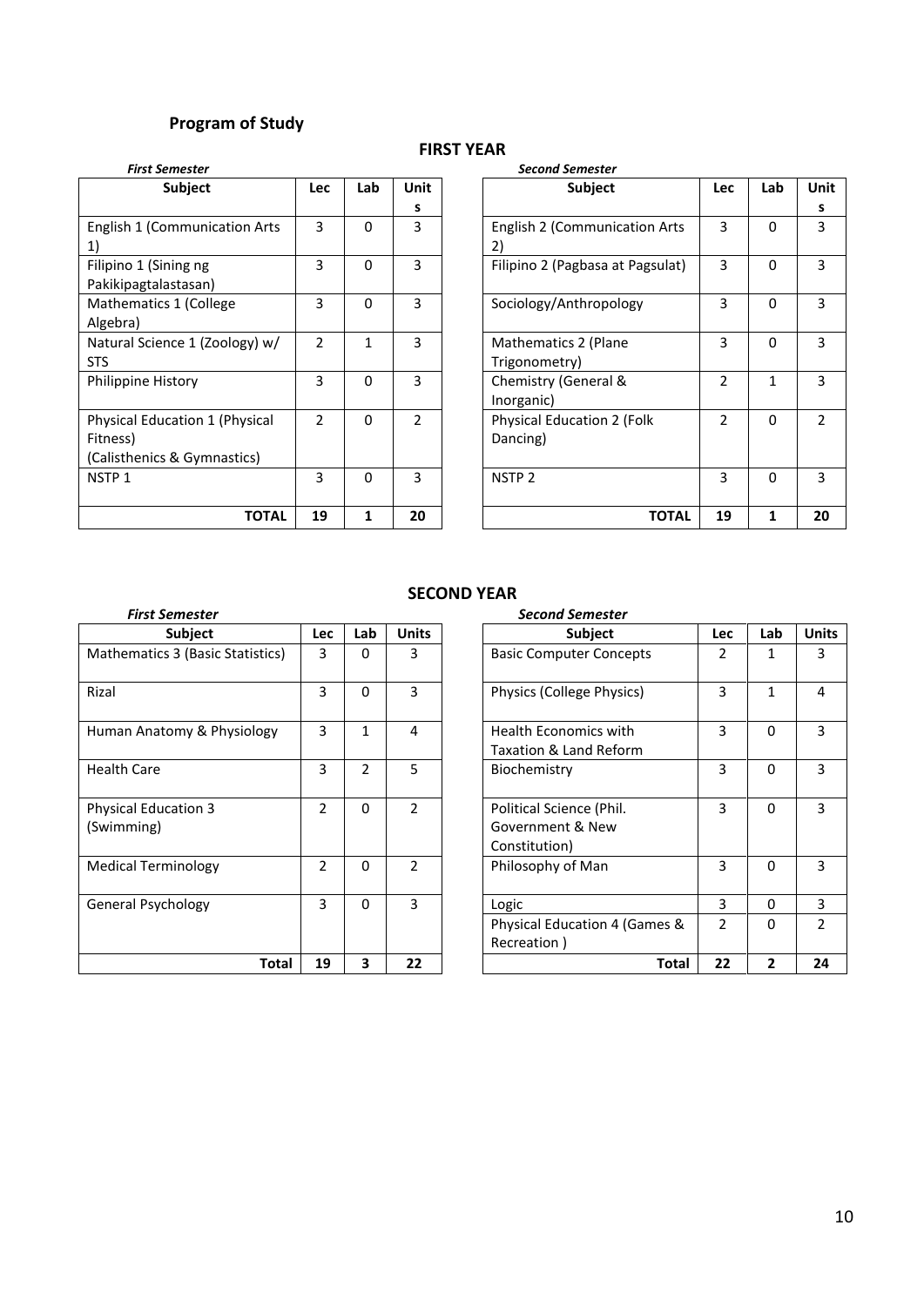## Program of Study

### FIRST YEAR

*First Semester*

| Subject | Lec | Lab | Units |
|---|---|---|---|
| English 1 (Communication Arts 1) | 3 | 0 | 3 |
| Filipino 1 (Sining ng Pakikipagtalastasan) | 3 | 0 | 3 |
| Mathematics 1 (College Algebra) | 3 | 0 | 3 |
| Natural Science 1 (Zoology) w/ STS | 2 | 1 | 3 |
| Philippine History | 3 | 0 | 3 |
| Physical Education 1 (Physical Fitness) (Calisthenics & Gymnastics) | 2 | 0 | 2 |
| NSTP 1 | 3 | 0 | 3 |
| **TOTAL** | **19** | **1** | **20** |

*Second Semester*

| Subject | Lec | Lab | Units |
|---|---|---|---|
| English 2 (Communication Arts 2) | 3 | 0 | 3 |
| Filipino 2 (Pagbasa at Pagsulat) | 3 | 0 | 3 |
| Sociology/Anthropology | 3 | 0 | 3 |
| Mathematics 2 (Plane Trigonometry) | 3 | 0 | 3 |
| Chemistry (General & Inorganic) | 2 | 1 | 3 |
| Physical Education 2 (Folk Dancing) | 2 | 0 | 2 |
| NSTP 2 | 3 | 0 | 3 |
| **TOTAL** | **19** | **1** | **20** |

### SECOND YEAR

*First Semester*

| Subject | Lec | Lab | Units |
|---|---|---|---|
| Mathematics 3 (Basic Statistics) | 3 | 0 | 3 |
| Rizal | 3 | 0 | 3 |
| Human Anatomy & Physiology | 3 | 1 | 4 |
| Health Care | 3 | 2 | 5 |
| Physical Education 3 (Swimming) | 2 | 0 | 2 |
| Medical Terminology | 2 | 0 | 2 |
| General Psychology | 3 | 0 | 3 |
| **Total** | **19** | **3** | **22** |

*Second Semester*

| Subject | Lec | Lab | Units |
|---|---|---|---|
| Basic Computer Concepts | 2 | 1 | 3 |
| Physics (College Physics) | 3 | 1 | 4 |
| Health Economics with Taxation & Land Reform | 3 | 0 | 3 |
| Biochemistry | 3 | 0 | 3 |
| Political Science (Phil. Government & New Constitution) | 3 | 0 | 3 |
| Philosophy of Man | 3 | 0 | 3 |
| Logic | 3 | 0 | 3 |
| Physical Education 4 (Games & Recreation ) | 2 | 0 | 2 |
| **Total** | **22** | **2** | **24** |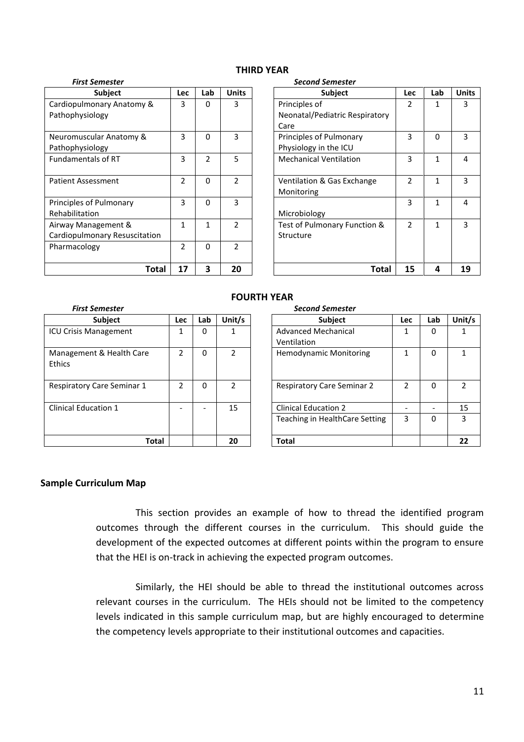## THIRD YEAR

*First Semester*

| Subject | Lec | Lab | Units |
|---|---|---|---|
| Cardiopulmonary Anatomy & Pathophysiology | 3 | 0 | 3 |
| Neuromuscular Anatomy & Pathophysiology | 3 | 0 | 3 |
| Fundamentals of RT | 3 | 2 | 5 |
| Patient Assessment | 2 | 0 | 2 |
| Principles of Pulmonary Rehabilitation | 3 | 0 | 3 |
| Airway Management & Cardiopulmonary Resuscitation | 1 | 1 | 2 |
| Pharmacology | 2 | 0 | 2 |
| **Total** | **17** | **3** | **20** |

*Second Semester*

| Subject | Lec | Lab | Units |
|---|---|---|---|
| Principles of Neonatal/Pediatric Respiratory Care | 2 | 1 | 3 |
| Principles of Pulmonary Physiology in the ICU | 3 | 0 | 3 |
| Mechanical Ventilation | 3 | 1 | 4 |
| Ventilation & Gas Exchange Monitoring | 2 | 1 | 3 |
| Microbiology | 3 | 1 | 4 |
| Test of Pulmonary Function & Structure | 2 | 1 | 3 |
| **Total** | **15** | **4** | **19** |

## FOURTH YEAR

*First Semester*

| Subject | Lec | Lab | Unit/s |
|---|---|---|---|
| ICU Crisis Management | 1 | 0 | 1 |
| Management & Health Care Ethics | 2 | 0 | 2 |
| Respiratory Care Seminar 1 | 2 | 0 | 2 |
| Clinical Education 1 | - | - | 15 |
| **Total** | | | **20** |

*Second Semester*

| Subject | Lec | Lab | Unit/s |
|---|---|---|---|
| Advanced Mechanical Ventilation | 1 | 0 | 1 |
| Hemodynamic Monitoring | 1 | 0 | 1 |
| Respiratory Care Seminar 2 | 2 | 0 | 2 |
| Clinical Education 2 | - | - | 15 |
| Teaching in HealthCare Setting | 3 | 0 | 3 |
| **Total** | | | **22** |

### Sample Curriculum Map

This section provides an example of how to thread the identified program outcomes through the different courses in the curriculum. This should guide the development of the expected outcomes at different points within the program to ensure that the HEI is on-track in achieving the expected program outcomes.

Similarly, the HEI should be able to thread the institutional outcomes across relevant courses in the curriculum. The HEIs should not be limited to the competency levels indicated in this sample curriculum map, but are highly encouraged to determine the competency levels appropriate to their institutional outcomes and capacities.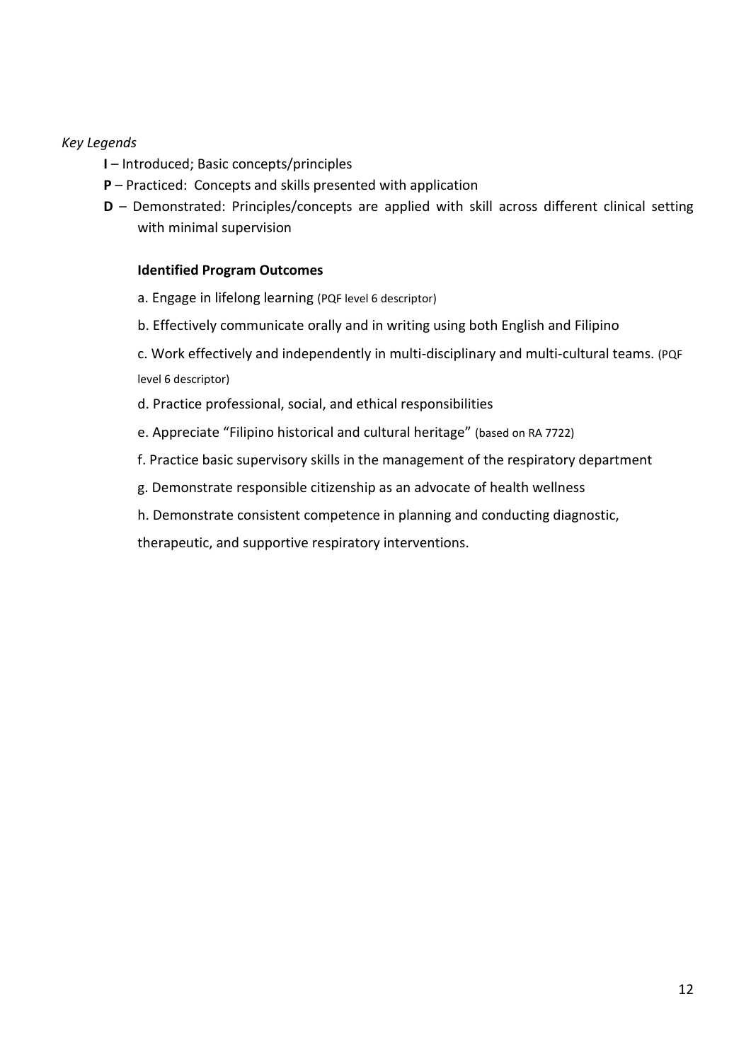*Key Legends*

- **I** – Introduced; Basic concepts/principles
- **P** – Practiced: Concepts and skills presented with application
- **D** – Demonstrated: Principles/concepts are applied with skill across different clinical setting with minimal supervision

**Identified Program Outcomes**

a. Engage in lifelong learning (PQF level 6 descriptor)

b. Effectively communicate orally and in writing using both English and Filipino

c. Work effectively and independently in multi-disciplinary and multi-cultural teams. (PQF level 6 descriptor)

d. Practice professional, social, and ethical responsibilities

e. Appreciate "Filipino historical and cultural heritage" (based on RA 7722)

f. Practice basic supervisory skills in the management of the respiratory department

g. Demonstrate responsible citizenship as an advocate of health wellness

h. Demonstrate consistent competence in planning and conducting diagnostic, therapeutic, and supportive respiratory interventions.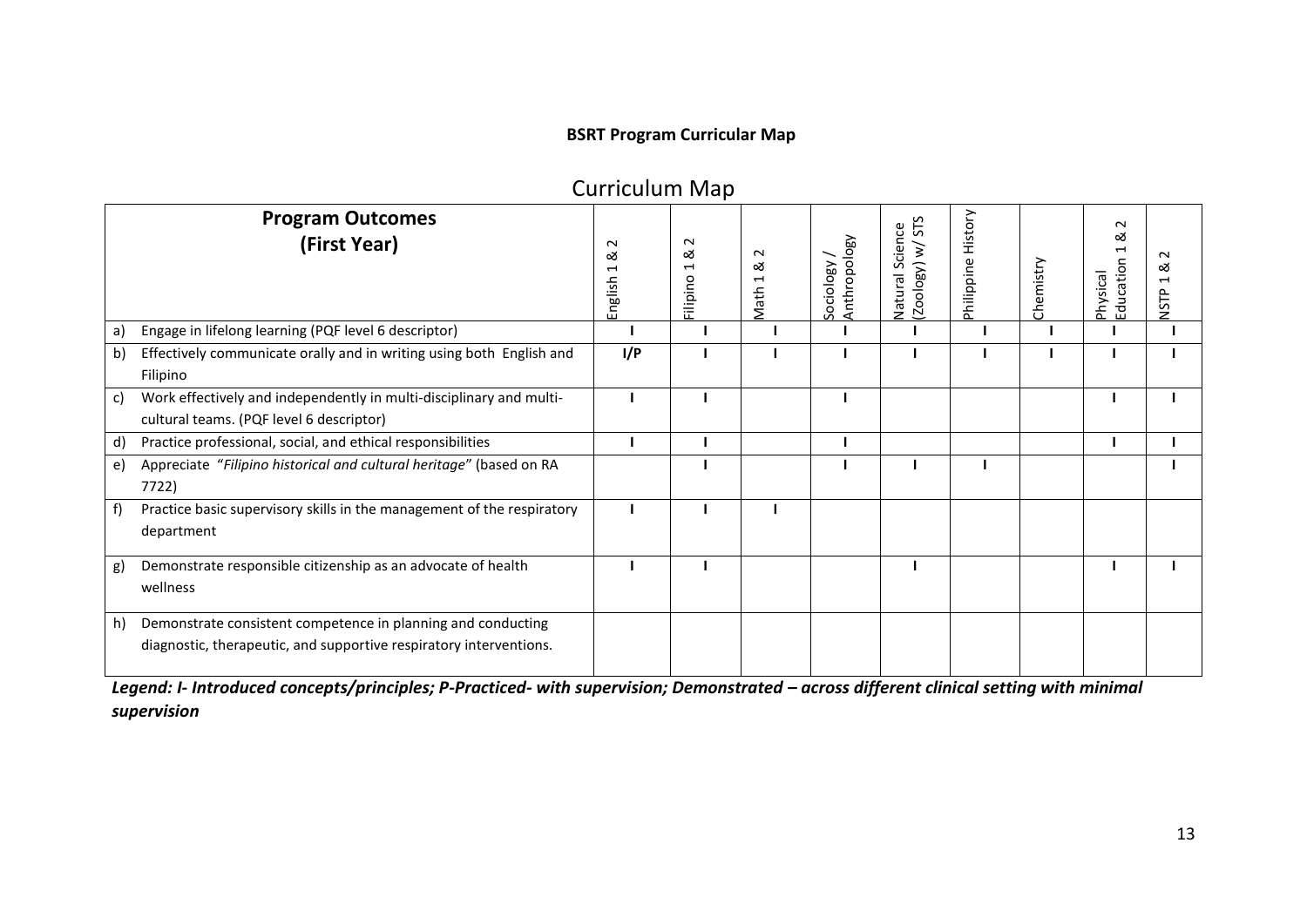**BSRT Program Curricular Map**

## Curriculum Map

| Program Outcomes (First Year) | English 1 & 2 | Filipino 1 & 2 | Math 1 & 2 | Sociology / Anthropology | Natural Science (Zoology) w/ STS | Philippine History | Chemistry | Physical Education 1 & 2 | NSTP 1 & 2 |
|---|---|---|---|---|---|---|---|---|---|
| a) Engage in lifelong learning (PQF level 6 descriptor) | **I** | **I** | **I** | **I** | **I** | **I** | **I** | **I** | **I** |
| b) Effectively communicate orally and in writing using both English and Filipino | **I/P** | **I** | **I** | **I** | **I** | **I** | **I** | **I** | **I** |
| c) Work effectively and independently in multi-disciplinary and multi-cultural teams. (PQF level 6 descriptor) | **I** | **I** | | **I** | | | | **I** | **I** |
| d) Practice professional, social, and ethical responsibilities | **I** | **I** | | **I** | | | | **I** | **I** |
| e) Appreciate "*Filipino historical and cultural heritage*" (based on RA 7722) | | **I** | | **I** | **I** | **I** | | | **I** |
| f) Practice basic supervisory skills in the management of the respiratory department | **I** | **I** | **I** | | | | | | |
| g) Demonstrate responsible citizenship as an advocate of health wellness | **I** | **I** | | | **I** | | | **I** | **I** |
| h) Demonstrate consistent competence in planning and conducting diagnostic, therapeutic, and supportive respiratory interventions. | | | | | | | | | |

***Legend: I- Introduced concepts/principles; P-Practiced- with supervision; Demonstrated – across different clinical setting with minimal supervision***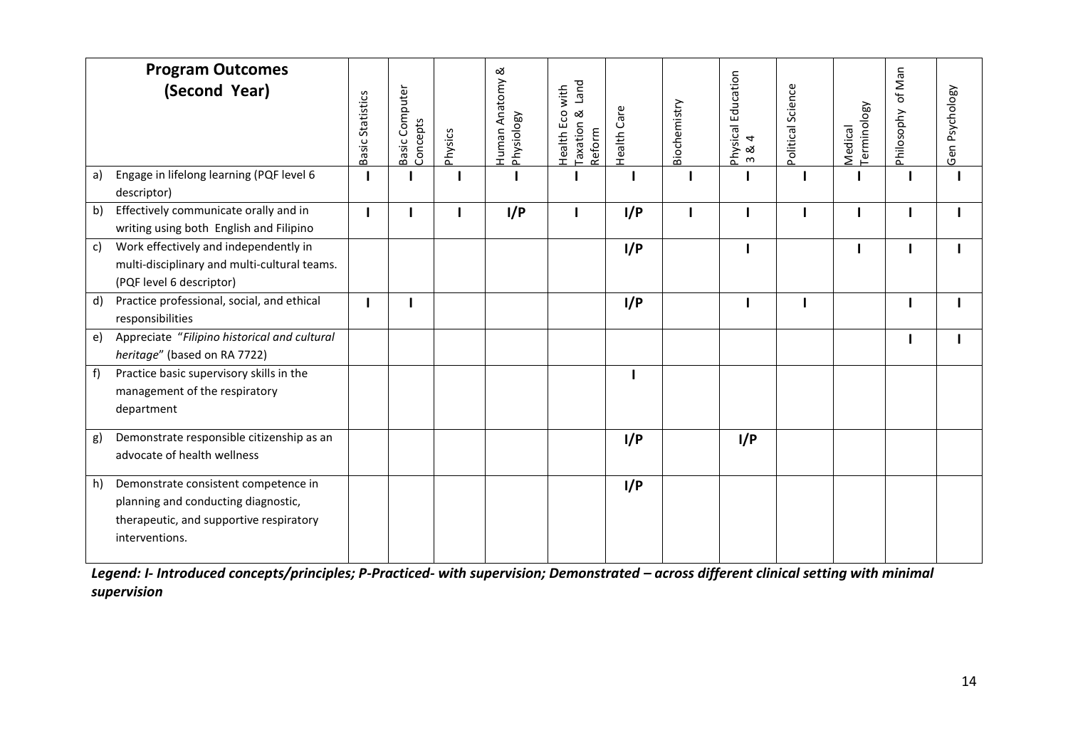| Program Outcomes (Second Year) | Basic Statistics | Basic Computer Concepts | Physics | Human Anatomy & Physiology | Health Eco with Taxation & Land Reform | Health Care | Biochemistry | Physical Education 3 & 4 | Political Science | Medical Terminology | Philosophy of Man | Gen Psychology |
|---|---|---|---|---|---|---|---|---|---|---|---|---|
| a) Engage in lifelong learning (PQF level 6 descriptor) | **I** | **I** | **I** | **I** | **I** | **I** | **I** | **I** | **I** | **I** | **I** | **I** |
| b) Effectively communicate orally and in writing using both English and Filipino | **I** | **I** | **I** | **I/P** | **I** | **I/P** | **I** | **I** | **I** | **I** | **I** | **I** |
| c) Work effectively and independently in multi-disciplinary and multi-cultural teams. (PQF level 6 descriptor) | | | | | | **I/P** | | **I** | | **I** | **I** | **I** |
| d) Practice professional, social, and ethical responsibilities | **I** | **I** | | | | **I/P** | | **I** | **I** | | **I** | **I** |
| e) Appreciate "*Filipino historical and cultural heritage*" (based on RA 7722) | | | | | | | | | | | **I** | **I** |
| f) Practice basic supervisory skills in the management of the respiratory department | | | | | | **I** | | | | | | |
| g) Demonstrate responsible citizenship as an advocate of health wellness | | | | | | **I/P** | | **I/P** | | | | |
| h) Demonstrate consistent competence in planning and conducting diagnostic, therapeutic, and supportive respiratory interventions. | | | | | | **I/P** | | | | | | |

***Legend: I- Introduced concepts/principles; P-Practiced- with supervision; Demonstrated – across different clinical setting with minimal supervision***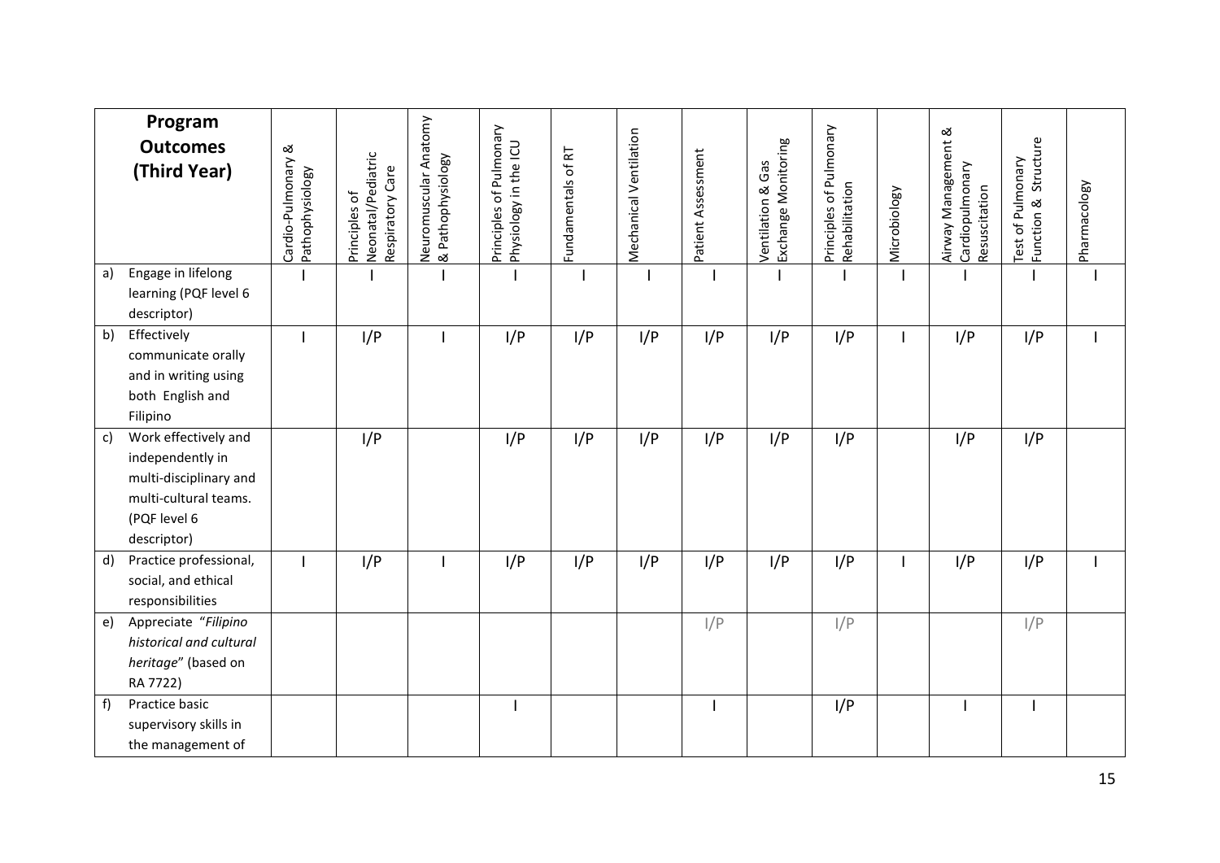| **Program Outcomes (Third Year)** | Cardio-Pulmonary & Pathophysiology | Principles of Neonatal/Pediatric Respiratory Care | Neuromuscular Anatomy & Pathophysiology | Principles of Pulmonary Physiology in the ICU | Fundamentals of RT | Mechanical Ventilation | Patient Assessment | Ventilation & Gas Exchange Monitoring | Principles of Pulmonary Rehabilitation | Microbiology | Airway Management & Cardiopulmonary Resuscitation | Test of Pulmonary Function & Structure | Pharmacology |
|---|---|---|---|---|---|---|---|---|---|---|---|---|---|
| a) Engage in lifelong learning (PQF level 6 descriptor) | I | I | I | I | I | I | I | I | I | I | I | I | I |
| b) Effectively communicate orally and in writing using both English and Filipino | I | I/P | I | I/P | I/P | I/P | I/P | I/P | I/P | I | I/P | I/P | I |
| c) Work effectively and independently in multi-disciplinary and multi-cultural teams. (PQF level 6 descriptor) | | I/P | | I/P | I/P | I/P | I/P | I/P | I/P | | I/P | I/P | |
| d) Practice professional, social, and ethical responsibilities | I | I/P | I | I/P | I/P | I/P | I/P | I/P | I/P | I | I/P | I/P | I |
| e) Appreciate "*Filipino historical and cultural heritage*" (based on RA 7722) | | | | | | | I/P | | I/P | | | I/P | |
| f) Practice basic supervisory skills in the management of | | | | I | | | I | | I/P | | I | I | |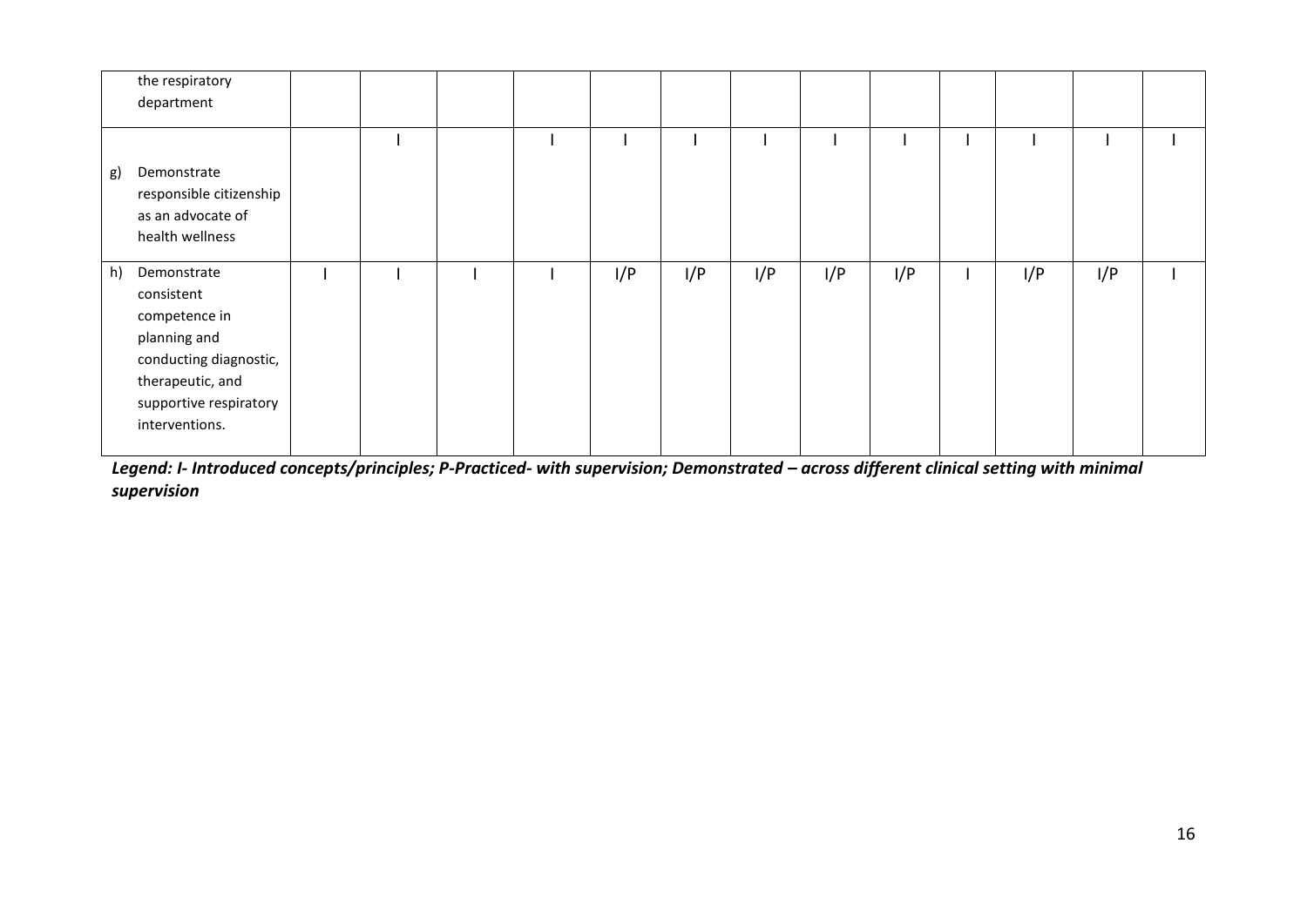| | | | | | | | | | | | | | |
|---|---|---|---|---|---|---|---|---|---|---|---|---|---|
| the respiratory department | | | | | | | | | | | | | |
| g) Demonstrate responsible citizenship as an advocate of health wellness | | I | | I | I | I | I | I | I | I | I | I | I |
| h) Demonstrate consistent competence in planning and conducting diagnostic, therapeutic, and supportive respiratory interventions. | I | I | I | I | I/P | I/P | I/P | I/P | I/P | I | I/P | I/P | I |

***Legend: I- Introduced concepts/principles; P-Practiced- with supervision; Demonstrated – across different clinical setting with minimal supervision***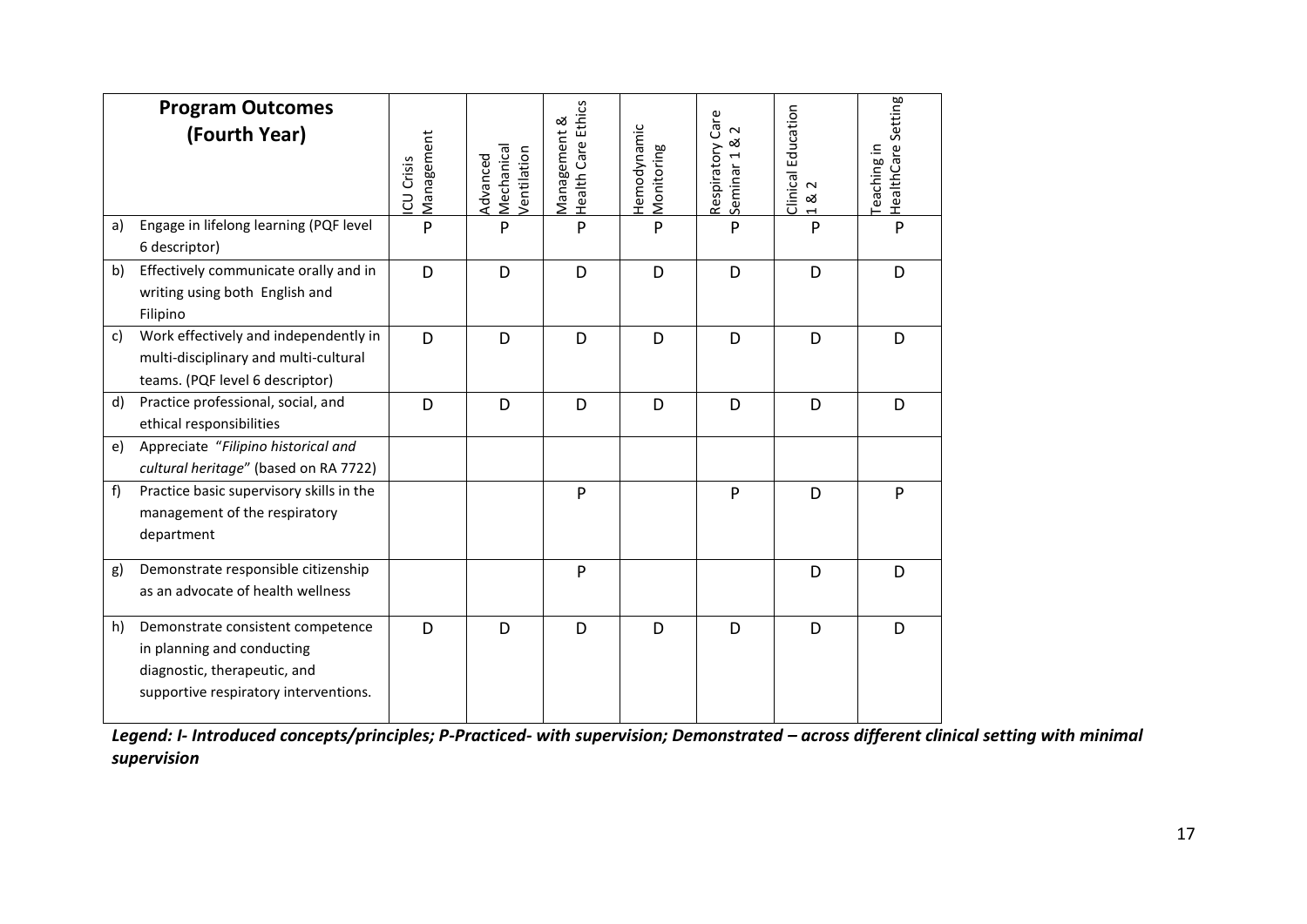| Program Outcomes (Fourth Year) | ICU Crisis Management | Advanced Mechanical Ventilation | Management & Health Care Ethics | Hemodynamic Monitoring | Respiratory Care Seminar 1 & 2 | Clinical Education 1 & 2 | Teaching in HealthCare Setting |
|---|---|---|---|---|---|---|---|
| a) Engage in lifelong learning (PQF level 6 descriptor) | P | P | P | P | P | P | P |
| b) Effectively communicate orally and in writing using both English and Filipino | D | D | D | D | D | D | D |
| c) Work effectively and independently in multi-disciplinary and multi-cultural teams. (PQF level 6 descriptor) | D | D | D | D | D | D | D |
| d) Practice professional, social, and ethical responsibilities | D | D | D | D | D | D | D |
| e) Appreciate "*Filipino historical and cultural heritage*" (based on RA 7722) | | | | | | | |
| f) Practice basic supervisory skills in the management of the respiratory department | | | P | | P | D | P |
| g) Demonstrate responsible citizenship as an advocate of health wellness | | | P | | | D | D |
| h) Demonstrate consistent competence in planning and conducting diagnostic, therapeutic, and supportive respiratory interventions. | D | D | D | D | D | D | D |

***Legend: I- Introduced concepts/principles; P-Practiced- with supervision; Demonstrated – across different clinical setting with minimal supervision***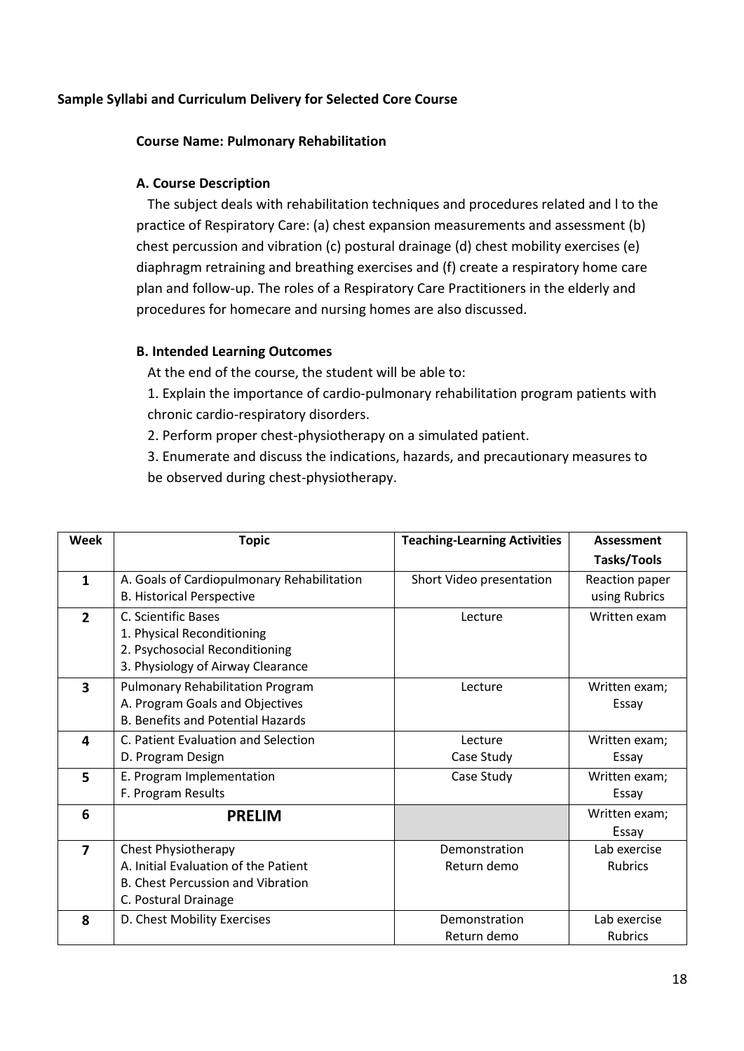**Sample Syllabi and Curriculum Delivery for Selected Core Course**

**Course Name: Pulmonary Rehabilitation**

**A. Course Description**

The subject deals with rehabilitation techniques and procedures related and l to the practice of Respiratory Care: (a) chest expansion measurements and assessment (b) chest percussion and vibration (c) postural drainage (d) chest mobility exercises (e) diaphragm retraining and breathing exercises and (f) create a respiratory home care plan and follow-up. The roles of a Respiratory Care Practitioners in the elderly and procedures for homecare and nursing homes are also discussed.

**B. Intended Learning Outcomes**

At the end of the course, the student will be able to:

1. Explain the importance of cardio-pulmonary rehabilitation program patients with chronic cardio-respiratory disorders.
2. Perform proper chest-physiotherapy on a simulated patient.
3. Enumerate and discuss the indications, hazards, and precautionary measures to be observed during chest-physiotherapy.

| Week | Topic | Teaching-Learning Activities | Assessment Tasks/Tools |
|---|---|---|---|
| 1 | A. Goals of Cardiopulmonary Rehabilitation<br>B. Historical Perspective | Short Video presentation | Reaction paper using Rubrics |
| 2 | C. Scientific Bases<br>1. Physical Reconditioning<br>2. Psychosocial Reconditioning<br>3. Physiology of Airway Clearance | Lecture | Written exam |
| 3 | Pulmonary Rehabilitation Program<br>A. Program Goals and Objectives<br>B. Benefits and Potential Hazards | Lecture | Written exam; Essay |
| 4 | C. Patient Evaluation and Selection<br>D. Program Design | Lecture<br>Case Study | Written exam; Essay |
| 5 | E. Program Implementation<br>F. Program Results | Case Study | Written exam; Essay |
| 6 | **PRELIM** | | Written exam; Essay |
| 7 | Chest Physiotherapy<br>A. Initial Evaluation of the Patient<br>B. Chest Percussion and Vibration<br>C. Postural Drainage | Demonstration<br>Return demo | Lab exercise<br>Rubrics |
| 8 | D. Chest Mobility Exercises | Demonstration<br>Return demo | Lab exercise<br>Rubrics |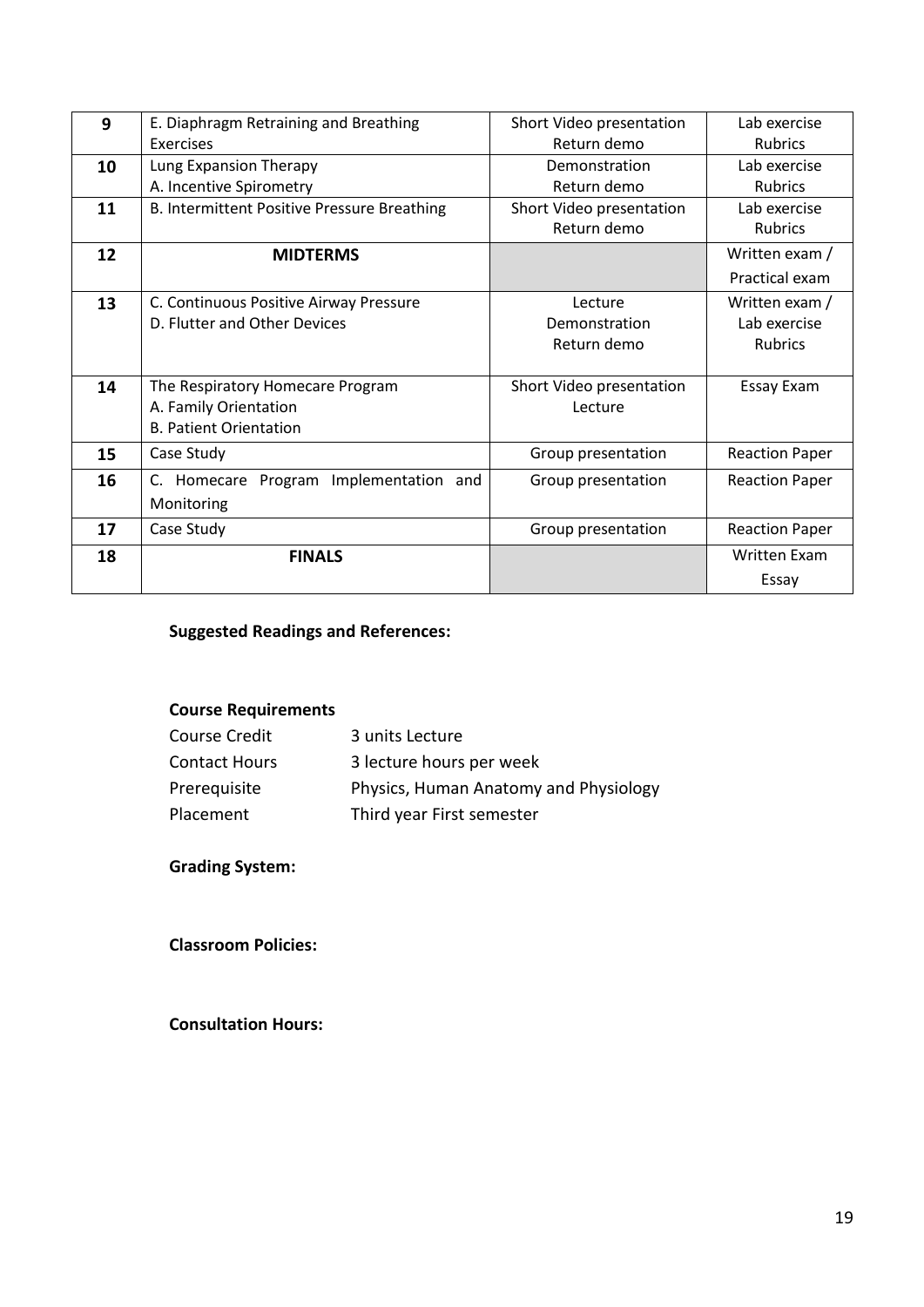| | | | |
|---|---|---|---|
| **9** | E. Diaphragm Retraining and Breathing Exercises | Short Video presentation<br>Return demo | Lab exercise<br>Rubrics |
| **10** | Lung Expansion Therapy<br>A. Incentive Spirometry | Demonstration<br>Return demo | Lab exercise<br>Rubrics |
| **11** | B. Intermittent Positive Pressure Breathing | Short Video presentation<br>Return demo | Lab exercise<br>Rubrics |
| **12** | **MIDTERMS** | | Written exam /<br>Practical exam |
| **13** | C. Continuous Positive Airway Pressure<br>D. Flutter and Other Devices | Lecture<br>Demonstration<br>Return demo | Written exam /<br>Lab exercise<br>Rubrics |
| **14** | The Respiratory Homecare Program<br>A. Family Orientation<br>B. Patient Orientation | Short Video presentation<br>Lecture | Essay Exam |
| **15** | Case Study | Group presentation | Reaction Paper |
| **16** | C. Homecare Program Implementation and Monitoring | Group presentation | Reaction Paper |
| **17** | Case Study | Group presentation | Reaction Paper |
| **18** | **FINALS** | | Written Exam<br>Essay |

**Suggested Readings and References:**

**Course Requirements**

| | |
|---|---|
| Course Credit | 3 units Lecture |
| Contact Hours | 3 lecture hours per week |
| Prerequisite | Physics, Human Anatomy and Physiology |
| Placement | Third year First semester |

**Grading System:**

**Classroom Policies:**

**Consultation Hours:**